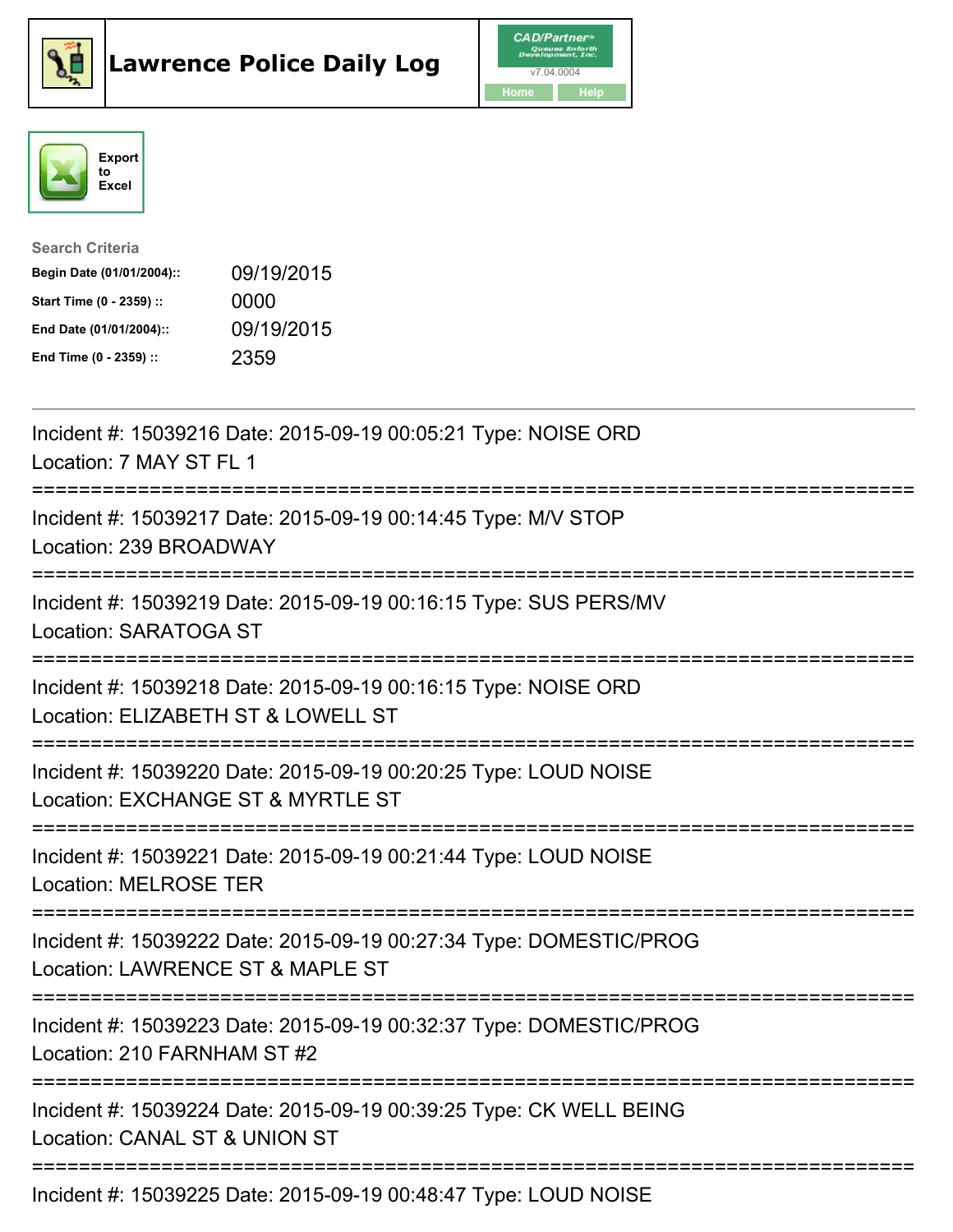# Lawrence Police Daily Log

CAD/Partner™
v7.04.0004
Home Help

Export to Excel

**Search Criteria**

| | |
|---|---|
| **Begin Date (01/01/2004)::** | 09/19/2015 |
| **Start Time (0 - 2359) ::** | 0000 |
| **End Date (01/01/2004)::** | 09/19/2015 |
| **End Time (0 - 2359) ::** | 2359 |

---

Incident #: 15039216 Date: 2015-09-19 00:05:21 Type: NOISE ORD
Location: 7 MAY ST FL 1

===========================================================================

Incident #: 15039217 Date: 2015-09-19 00:14:45 Type: M/V STOP
Location: 239 BROADWAY

===========================================================================

Incident #: 15039219 Date: 2015-09-19 00:16:15 Type: SUS PERS/MV
Location: SARATOGA ST

===========================================================================

Incident #: 15039218 Date: 2015-09-19 00:16:15 Type: NOISE ORD
Location: ELIZABETH ST & LOWELL ST

===========================================================================

Incident #: 15039220 Date: 2015-09-19 00:20:25 Type: LOUD NOISE
Location: EXCHANGE ST & MYRTLE ST

===========================================================================

Incident #: 15039221 Date: 2015-09-19 00:21:44 Type: LOUD NOISE
Location: MELROSE TER

===========================================================================

Incident #: 15039222 Date: 2015-09-19 00:27:34 Type: DOMESTIC/PROG
Location: LAWRENCE ST & MAPLE ST

===========================================================================

Incident #: 15039223 Date: 2015-09-19 00:32:37 Type: DOMESTIC/PROG
Location: 210 FARNHAM ST #2

===========================================================================

Incident #: 15039224 Date: 2015-09-19 00:39:25 Type: CK WELL BEING
Location: CANAL ST & UNION ST

===========================================================================

Incident #: 15039225 Date: 2015-09-19 00:48:47 Type: LOUD NOISE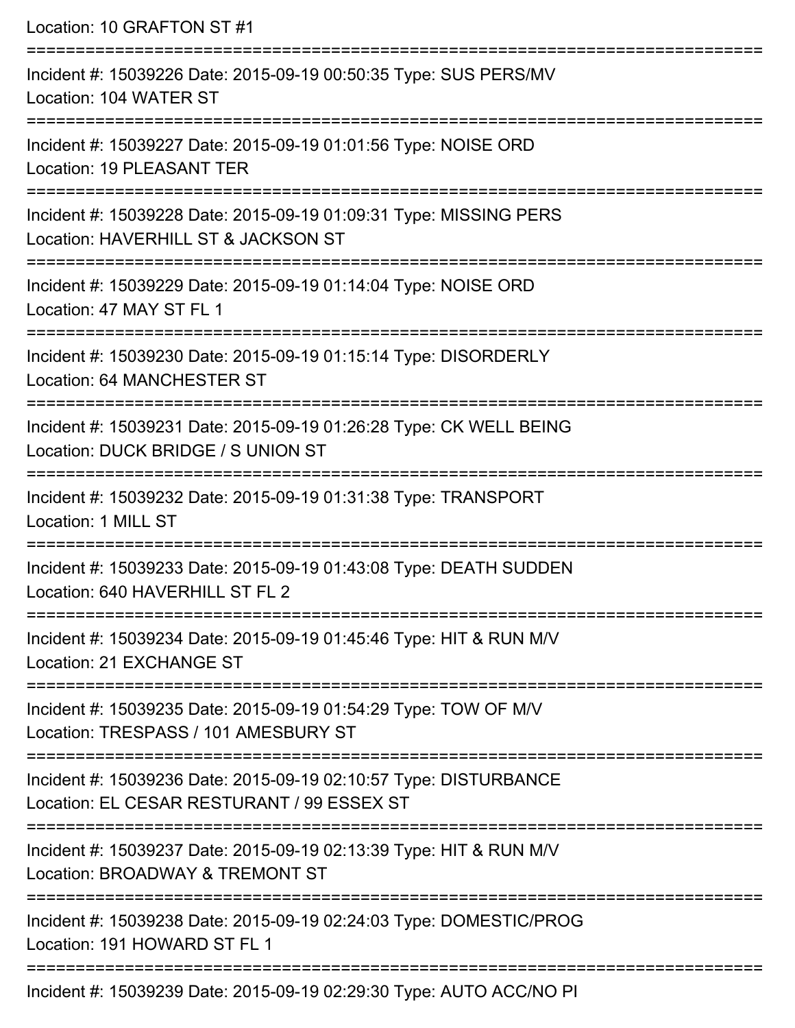Location: 10 GRAFTON ST #1

===========================================================================

Incident #: 15039226 Date: 2015-09-19 00:50:35 Type: SUS PERS/MV
Location: 104 WATER ST

===========================================================================

Incident #: 15039227 Date: 2015-09-19 01:01:56 Type: NOISE ORD
Location: 19 PLEASANT TER

===========================================================================

Incident #: 15039228 Date: 2015-09-19 01:09:31 Type: MISSING PERS
Location: HAVERHILL ST & JACKSON ST

===========================================================================

Incident #: 15039229 Date: 2015-09-19 01:14:04 Type: NOISE ORD
Location: 47 MAY ST FL 1

===========================================================================

Incident #: 15039230 Date: 2015-09-19 01:15:14 Type: DISORDERLY
Location: 64 MANCHESTER ST

===========================================================================

Incident #: 15039231 Date: 2015-09-19 01:26:28 Type: CK WELL BEING
Location: DUCK BRIDGE / S UNION ST

===========================================================================

Incident #: 15039232 Date: 2015-09-19 01:31:38 Type: TRANSPORT
Location: 1 MILL ST

===========================================================================

Incident #: 15039233 Date: 2015-09-19 01:43:08 Type: DEATH SUDDEN
Location: 640 HAVERHILL ST FL 2

===========================================================================

Incident #: 15039234 Date: 2015-09-19 01:45:46 Type: HIT & RUN M/V
Location: 21 EXCHANGE ST

===========================================================================

Incident #: 15039235 Date: 2015-09-19 01:54:29 Type: TOW OF M/V
Location: TRESPASS / 101 AMESBURY ST

===========================================================================

Incident #: 15039236 Date: 2015-09-19 02:10:57 Type: DISTURBANCE
Location: EL CESAR RESTURANT / 99 ESSEX ST

===========================================================================

Incident #: 15039237 Date: 2015-09-19 02:13:39 Type: HIT & RUN M/V
Location: BROADWAY & TREMONT ST

===========================================================================

Incident #: 15039238 Date: 2015-09-19 02:24:03 Type: DOMESTIC/PROG
Location: 191 HOWARD ST FL 1

===========================================================================

Incident #: 15039239 Date: 2015-09-19 02:29:30 Type: AUTO ACC/NO PI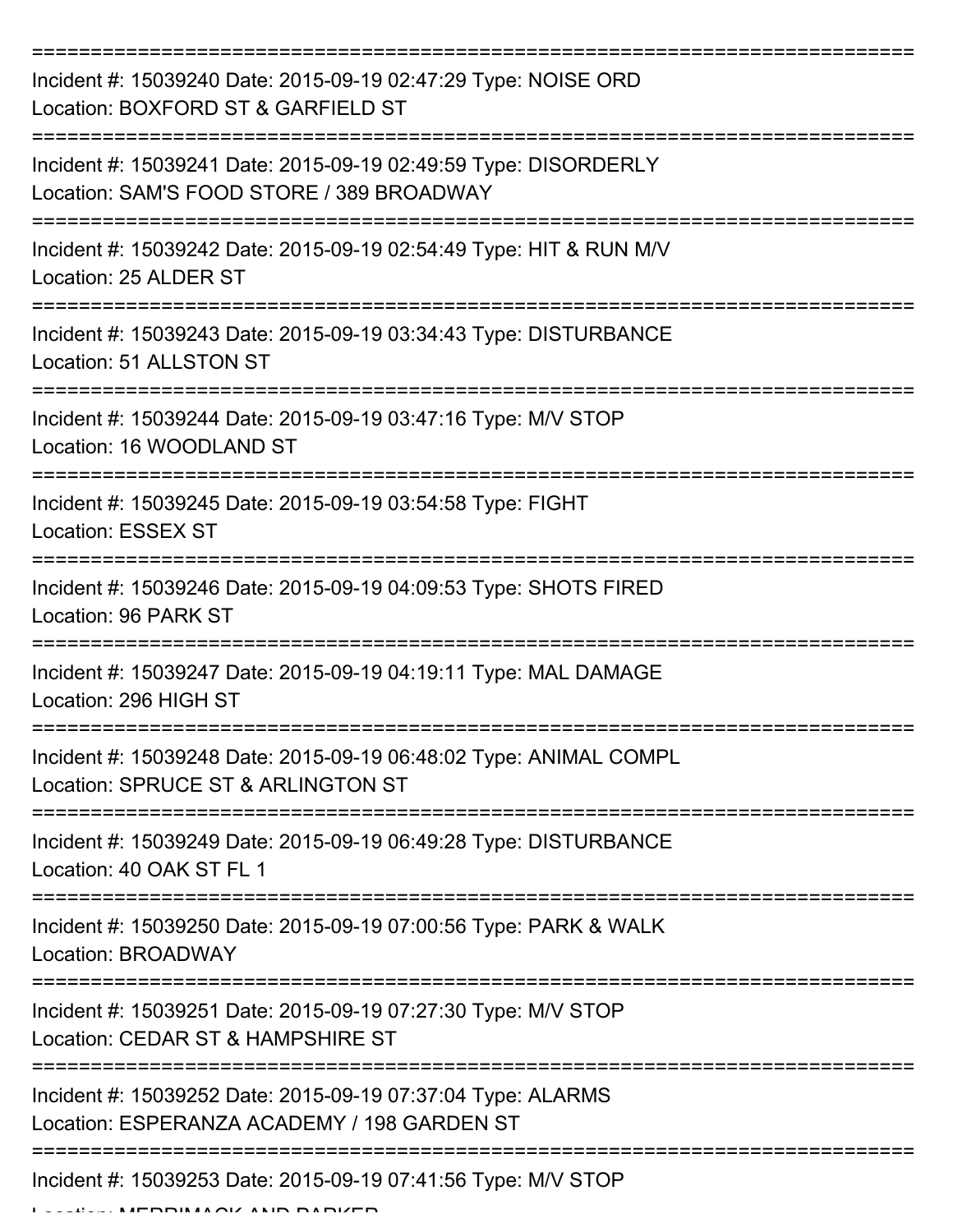===========================================================================
Incident #: 15039240 Date: 2015-09-19 02:47:29 Type: NOISE ORD
Location: BOXFORD ST & GARFIELD ST
===========================================================================
Incident #: 15039241 Date: 2015-09-19 02:49:59 Type: DISORDERLY
Location: SAM'S FOOD STORE / 389 BROADWAY
===========================================================================
Incident #: 15039242 Date: 2015-09-19 02:54:49 Type: HIT & RUN M/V
Location: 25 ALDER ST
===========================================================================
Incident #: 15039243 Date: 2015-09-19 03:34:43 Type: DISTURBANCE
Location: 51 ALLSTON ST
===========================================================================
Incident #: 15039244 Date: 2015-09-19 03:47:16 Type: M/V STOP
Location: 16 WOODLAND ST
===========================================================================
Incident #: 15039245 Date: 2015-09-19 03:54:58 Type: FIGHT
Location: ESSEX ST
===========================================================================
Incident #: 15039246 Date: 2015-09-19 04:09:53 Type: SHOTS FIRED
Location: 96 PARK ST
===========================================================================
Incident #: 15039247 Date: 2015-09-19 04:19:11 Type: MAL DAMAGE
Location: 296 HIGH ST
===========================================================================
Incident #: 15039248 Date: 2015-09-19 06:48:02 Type: ANIMAL COMPL
Location: SPRUCE ST & ARLINGTON ST
===========================================================================
Incident #: 15039249 Date: 2015-09-19 06:49:28 Type: DISTURBANCE
Location: 40 OAK ST FL 1
===========================================================================
Incident #: 15039250 Date: 2015-09-19 07:00:56 Type: PARK & WALK
Location: BROADWAY
===========================================================================
Incident #: 15039251 Date: 2015-09-19 07:27:30 Type: M/V STOP
Location: CEDAR ST & HAMPSHIRE ST
===========================================================================
Incident #: 15039252 Date: 2015-09-19 07:37:04 Type: ALARMS
Location: ESPERANZA ACADEMY / 198 GARDEN ST
===========================================================================
Incident #: 15039253 Date: 2015-09-19 07:41:56 Type: M/V STOP
Location: MERRIMACK AND PARKER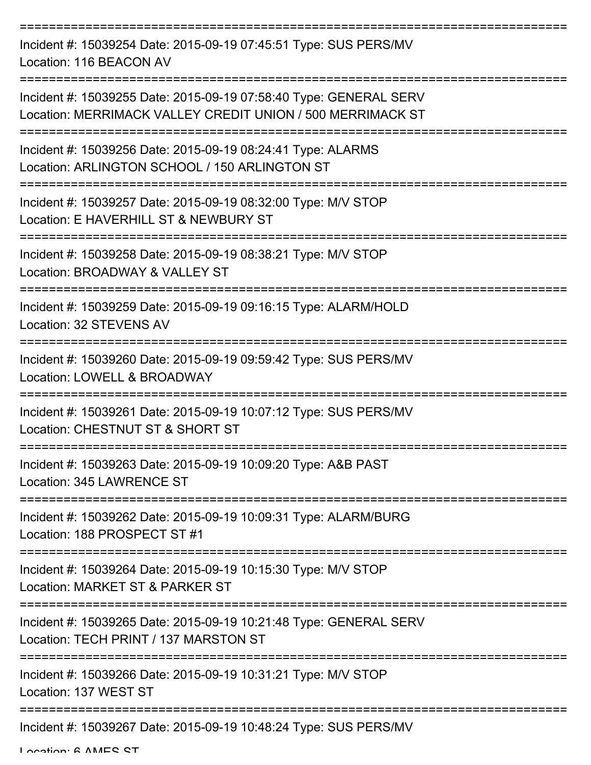===========================================================================

Incident #: 15039254 Date: 2015-09-19 07:45:51 Type: SUS PERS/MV
Location: 116 BEACON AV

===========================================================================

Incident #: 15039255 Date: 2015-09-19 07:58:40 Type: GENERAL SERV
Location: MERRIMACK VALLEY CREDIT UNION / 500 MERRIMACK ST

===========================================================================

Incident #: 15039256 Date: 2015-09-19 08:24:41 Type: ALARMS
Location: ARLINGTON SCHOOL / 150 ARLINGTON ST

===========================================================================

Incident #: 15039257 Date: 2015-09-19 08:32:00 Type: M/V STOP
Location: E HAVERHILL ST & NEWBURY ST

===========================================================================

Incident #: 15039258 Date: 2015-09-19 08:38:21 Type: M/V STOP
Location: BROADWAY & VALLEY ST

===========================================================================

Incident #: 15039259 Date: 2015-09-19 09:16:15 Type: ALARM/HOLD
Location: 32 STEVENS AV

===========================================================================

Incident #: 15039260 Date: 2015-09-19 09:59:42 Type: SUS PERS/MV
Location: LOWELL & BROADWAY

===========================================================================

Incident #: 15039261 Date: 2015-09-19 10:07:12 Type: SUS PERS/MV
Location: CHESTNUT ST & SHORT ST

===========================================================================

Incident #: 15039263 Date: 2015-09-19 10:09:20 Type: A&B PAST
Location: 345 LAWRENCE ST

===========================================================================

Incident #: 15039262 Date: 2015-09-19 10:09:31 Type: ALARM/BURG
Location: 188 PROSPECT ST #1

===========================================================================

Incident #: 15039264 Date: 2015-09-19 10:15:30 Type: M/V STOP
Location: MARKET ST & PARKER ST

===========================================================================

Incident #: 15039265 Date: 2015-09-19 10:21:48 Type: GENERAL SERV
Location: TECH PRINT / 137 MARSTON ST

===========================================================================

Incident #: 15039266 Date: 2015-09-19 10:31:21 Type: M/V STOP
Location: 137 WEST ST

===========================================================================

Incident #: 15039267 Date: 2015-09-19 10:48:24 Type: SUS PERS/MV
Location: 6 AMES ST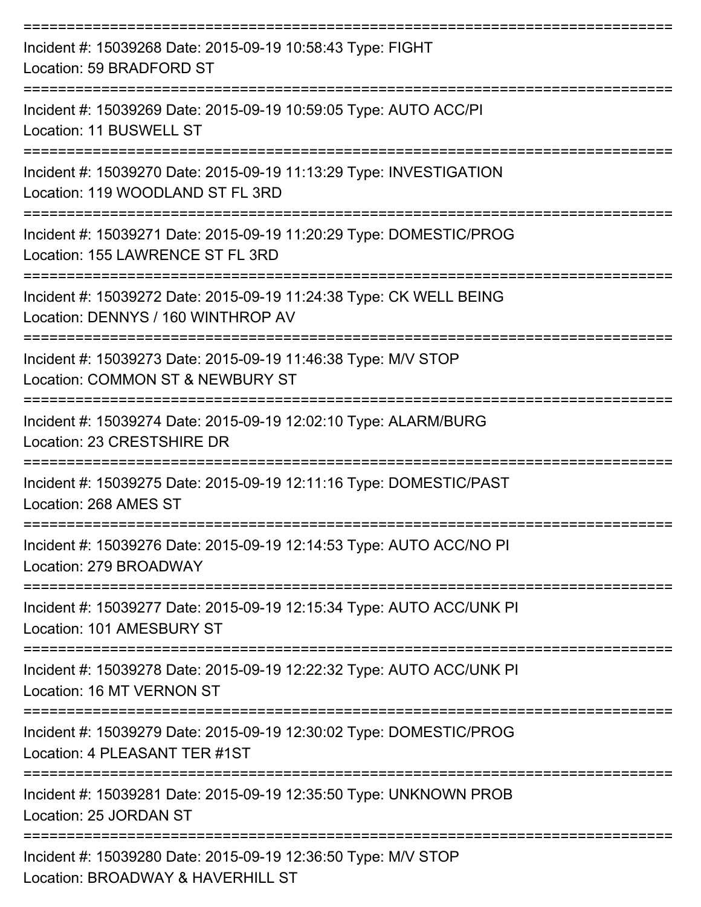===========================================================================

Incident #: 15039268 Date: 2015-09-19 10:58:43 Type: FIGHT
Location: 59 BRADFORD ST

===========================================================================

Incident #: 15039269 Date: 2015-09-19 10:59:05 Type: AUTO ACC/PI
Location: 11 BUSWELL ST

===========================================================================

Incident #: 15039270 Date: 2015-09-19 11:13:29 Type: INVESTIGATION
Location: 119 WOODLAND ST FL 3RD

===========================================================================

Incident #: 15039271 Date: 2015-09-19 11:20:29 Type: DOMESTIC/PROG
Location: 155 LAWRENCE ST FL 3RD

===========================================================================

Incident #: 15039272 Date: 2015-09-19 11:24:38 Type: CK WELL BEING
Location: DENNYS / 160 WINTHROP AV

===========================================================================

Incident #: 15039273 Date: 2015-09-19 11:46:38 Type: M/V STOP
Location: COMMON ST & NEWBURY ST

===========================================================================

Incident #: 15039274 Date: 2015-09-19 12:02:10 Type: ALARM/BURG
Location: 23 CRESTSHIRE DR

===========================================================================

Incident #: 15039275 Date: 2015-09-19 12:11:16 Type: DOMESTIC/PAST
Location: 268 AMES ST

===========================================================================

Incident #: 15039276 Date: 2015-09-19 12:14:53 Type: AUTO ACC/NO PI
Location: 279 BROADWAY

===========================================================================

Incident #: 15039277 Date: 2015-09-19 12:15:34 Type: AUTO ACC/UNK PI
Location: 101 AMESBURY ST

===========================================================================

Incident #: 15039278 Date: 2015-09-19 12:22:32 Type: AUTO ACC/UNK PI
Location: 16 MT VERNON ST

===========================================================================

Incident #: 15039279 Date: 2015-09-19 12:30:02 Type: DOMESTIC/PROG
Location: 4 PLEASANT TER #1ST

===========================================================================

Incident #: 15039281 Date: 2015-09-19 12:35:50 Type: UNKNOWN PROB
Location: 25 JORDAN ST

===========================================================================

Incident #: 15039280 Date: 2015-09-19 12:36:50 Type: M/V STOP
Location: BROADWAY & HAVERHILL ST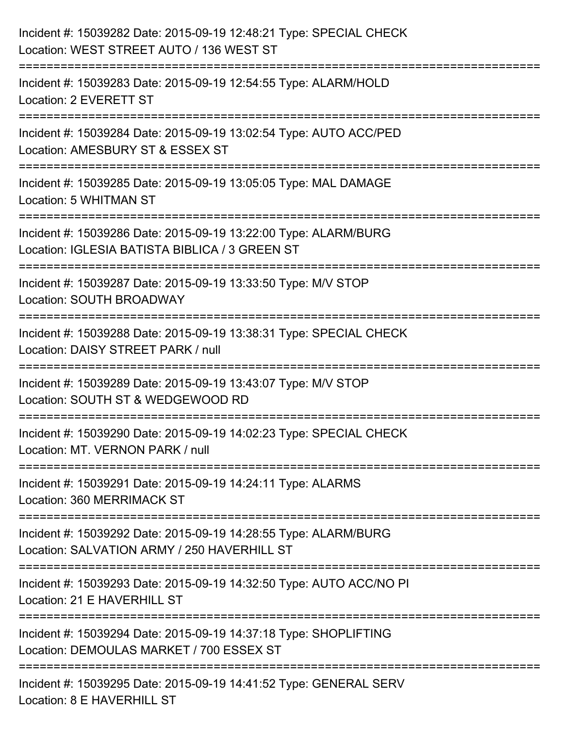Incident #: 15039282 Date: 2015-09-19 12:48:21 Type: SPECIAL CHECK
Location: WEST STREET AUTO / 136 WEST ST

===========================================================================

Incident #: 15039283 Date: 2015-09-19 12:54:55 Type: ALARM/HOLD
Location: 2 EVERETT ST

===========================================================================

Incident #: 15039284 Date: 2015-09-19 13:02:54 Type: AUTO ACC/PED
Location: AMESBURY ST & ESSEX ST

===========================================================================

Incident #: 15039285 Date: 2015-09-19 13:05:05 Type: MAL DAMAGE
Location: 5 WHITMAN ST

===========================================================================

Incident #: 15039286 Date: 2015-09-19 13:22:00 Type: ALARM/BURG
Location: IGLESIA BATISTA BIBLICA / 3 GREEN ST

===========================================================================

Incident #: 15039287 Date: 2015-09-19 13:33:50 Type: M/V STOP
Location: SOUTH BROADWAY

===========================================================================

Incident #: 15039288 Date: 2015-09-19 13:38:31 Type: SPECIAL CHECK
Location: DAISY STREET PARK / null

===========================================================================

Incident #: 15039289 Date: 2015-09-19 13:43:07 Type: M/V STOP
Location: SOUTH ST & WEDGEWOOD RD

===========================================================================

Incident #: 15039290 Date: 2015-09-19 14:02:23 Type: SPECIAL CHECK
Location: MT. VERNON PARK / null

===========================================================================

Incident #: 15039291 Date: 2015-09-19 14:24:11 Type: ALARMS
Location: 360 MERRIMACK ST

===========================================================================

Incident #: 15039292 Date: 2015-09-19 14:28:55 Type: ALARM/BURG
Location: SALVATION ARMY / 250 HAVERHILL ST

===========================================================================

Incident #: 15039293 Date: 2015-09-19 14:32:50 Type: AUTO ACC/NO PI
Location: 21 E HAVERHILL ST

===========================================================================

Incident #: 15039294 Date: 2015-09-19 14:37:18 Type: SHOPLIFTING
Location: DEMOULAS MARKET / 700 ESSEX ST

===========================================================================

Incident #: 15039295 Date: 2015-09-19 14:41:52 Type: GENERAL SERV
Location: 8 E HAVERHILL ST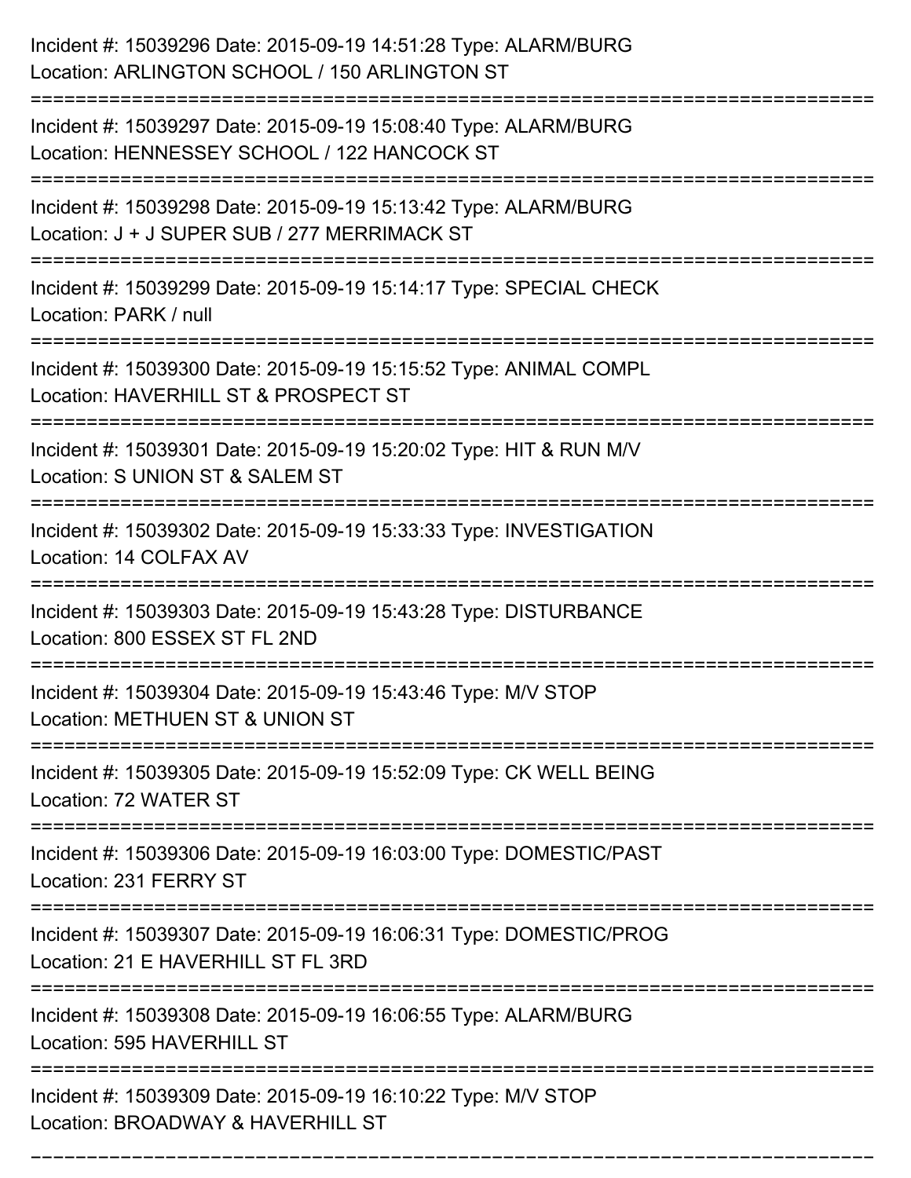Incident #: 15039296 Date: 2015-09-19 14:51:28 Type: ALARM/BURG
Location: ARLINGTON SCHOOL / 150 ARLINGTON ST

===========================================================================

Incident #: 15039297 Date: 2015-09-19 15:08:40 Type: ALARM/BURG
Location: HENNESSEY SCHOOL / 122 HANCOCK ST

===========================================================================

Incident #: 15039298 Date: 2015-09-19 15:13:42 Type: ALARM/BURG
Location: J + J SUPER SUB / 277 MERRIMACK ST

===========================================================================

Incident #: 15039299 Date: 2015-09-19 15:14:17 Type: SPECIAL CHECK
Location: PARK / null

===========================================================================

Incident #: 15039300 Date: 2015-09-19 15:15:52 Type: ANIMAL COMPL
Location: HAVERHILL ST & PROSPECT ST

===========================================================================

Incident #: 15039301 Date: 2015-09-19 15:20:02 Type: HIT & RUN M/V
Location: S UNION ST & SALEM ST

===========================================================================

Incident #: 15039302 Date: 2015-09-19 15:33:33 Type: INVESTIGATION
Location: 14 COLFAX AV

===========================================================================

Incident #: 15039303 Date: 2015-09-19 15:43:28 Type: DISTURBANCE
Location: 800 ESSEX ST FL 2ND

===========================================================================

Incident #: 15039304 Date: 2015-09-19 15:43:46 Type: M/V STOP
Location: METHUEN ST & UNION ST

===========================================================================

Incident #: 15039305 Date: 2015-09-19 15:52:09 Type: CK WELL BEING
Location: 72 WATER ST

===========================================================================

Incident #: 15039306 Date: 2015-09-19 16:03:00 Type: DOMESTIC/PAST
Location: 231 FERRY ST

===========================================================================

Incident #: 15039307 Date: 2015-09-19 16:06:31 Type: DOMESTIC/PROG
Location: 21 E HAVERHILL ST FL 3RD

===========================================================================

Incident #: 15039308 Date: 2015-09-19 16:06:55 Type: ALARM/BURG
Location: 595 HAVERHILL ST

===========================================================================

Incident #: 15039309 Date: 2015-09-19 16:10:22 Type: M/V STOP
Location: BROADWAY & HAVERHILL ST

===========================================================================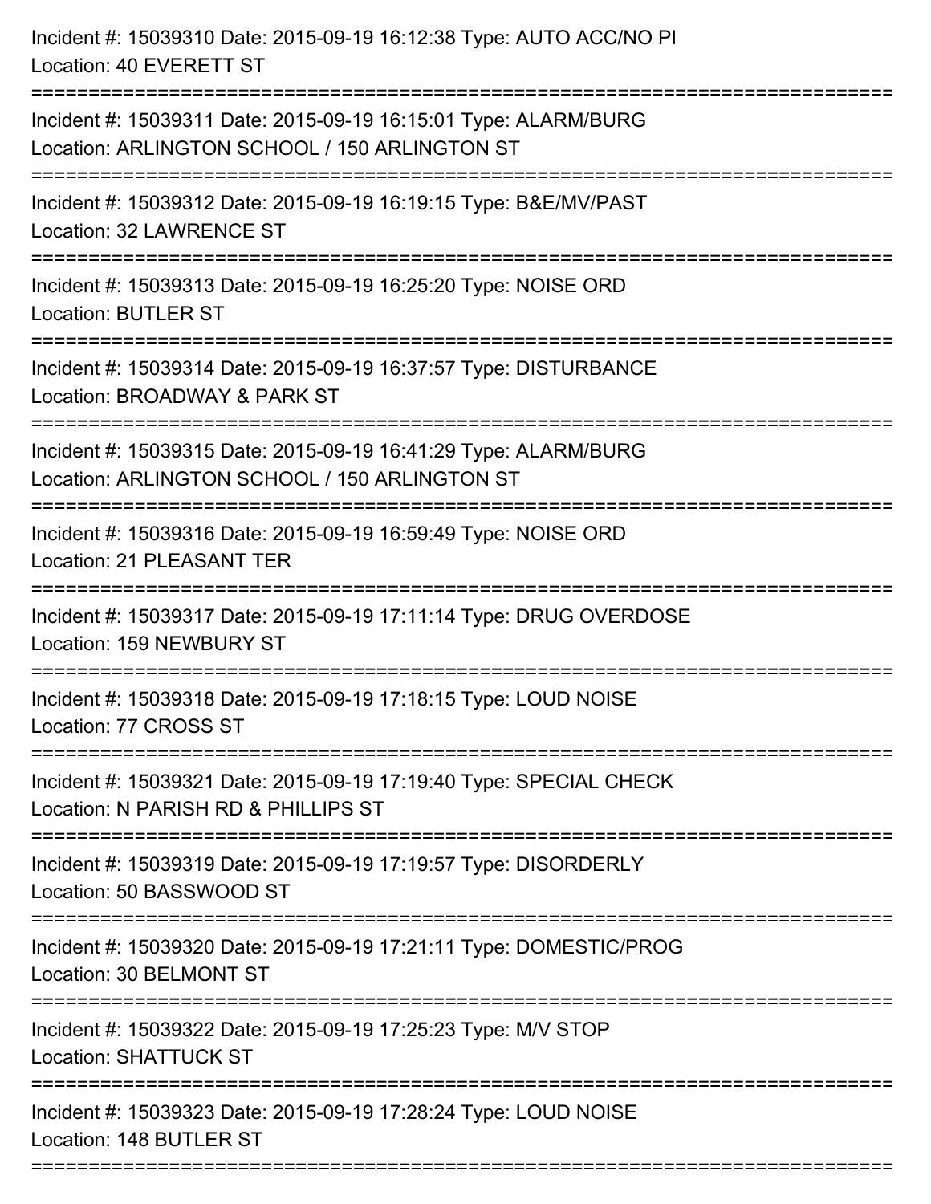Incident #: 15039310 Date: 2015-09-19 16:12:38 Type: AUTO ACC/NO PI
Location: 40 EVERETT ST

===========================================================================

Incident #: 15039311 Date: 2015-09-19 16:15:01 Type: ALARM/BURG
Location: ARLINGTON SCHOOL / 150 ARLINGTON ST

===========================================================================

Incident #: 15039312 Date: 2015-09-19 16:19:15 Type: B&E/MV/PAST
Location: 32 LAWRENCE ST

===========================================================================

Incident #: 15039313 Date: 2015-09-19 16:25:20 Type: NOISE ORD
Location: BUTLER ST

===========================================================================

Incident #: 15039314 Date: 2015-09-19 16:37:57 Type: DISTURBANCE
Location: BROADWAY & PARK ST

===========================================================================

Incident #: 15039315 Date: 2015-09-19 16:41:29 Type: ALARM/BURG
Location: ARLINGTON SCHOOL / 150 ARLINGTON ST

===========================================================================

Incident #: 15039316 Date: 2015-09-19 16:59:49 Type: NOISE ORD
Location: 21 PLEASANT TER

===========================================================================

Incident #: 15039317 Date: 2015-09-19 17:11:14 Type: DRUG OVERDOSE
Location: 159 NEWBURY ST

===========================================================================

Incident #: 15039318 Date: 2015-09-19 17:18:15 Type: LOUD NOISE
Location: 77 CROSS ST

===========================================================================

Incident #: 15039321 Date: 2015-09-19 17:19:40 Type: SPECIAL CHECK
Location: N PARISH RD & PHILLIPS ST

===========================================================================

Incident #: 15039319 Date: 2015-09-19 17:19:57 Type: DISORDERLY
Location: 50 BASSWOOD ST

===========================================================================

Incident #: 15039320 Date: 2015-09-19 17:21:11 Type: DOMESTIC/PROG
Location: 30 BELMONT ST

===========================================================================

Incident #: 15039322 Date: 2015-09-19 17:25:23 Type: M/V STOP
Location: SHATTUCK ST

===========================================================================

Incident #: 15039323 Date: 2015-09-19 17:28:24 Type: LOUD NOISE
Location: 148 BUTLER ST

===========================================================================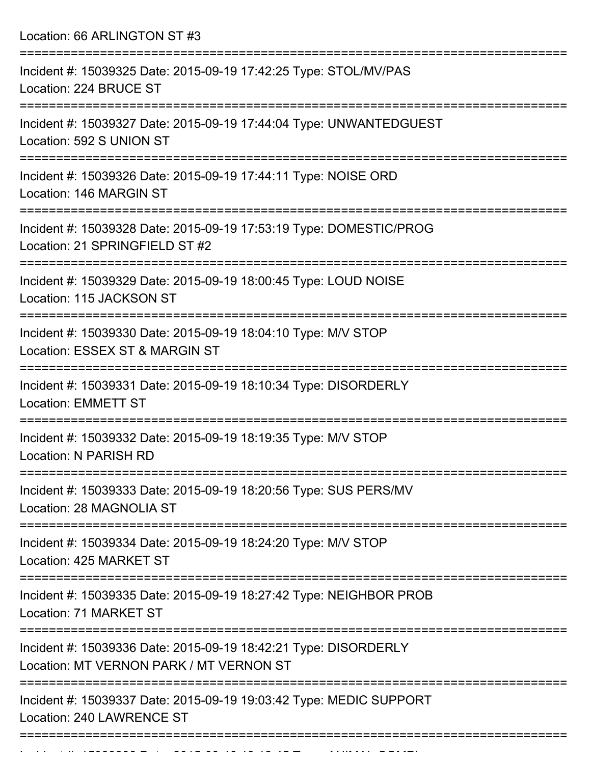Location: 66 ARLINGTON ST #3

===========================================================================

Incident #: 15039325 Date: 2015-09-19 17:42:25 Type: STOL/MV/PAS
Location: 224 BRUCE ST

===========================================================================

Incident #: 15039327 Date: 2015-09-19 17:44:04 Type: UNWANTEDGUEST
Location: 592 S UNION ST

===========================================================================

Incident #: 15039326 Date: 2015-09-19 17:44:11 Type: NOISE ORD
Location: 146 MARGIN ST

===========================================================================

Incident #: 15039328 Date: 2015-09-19 17:53:19 Type: DOMESTIC/PROG
Location: 21 SPRINGFIELD ST #2

===========================================================================

Incident #: 15039329 Date: 2015-09-19 18:00:45 Type: LOUD NOISE
Location: 115 JACKSON ST

===========================================================================

Incident #: 15039330 Date: 2015-09-19 18:04:10 Type: M/V STOP
Location: ESSEX ST & MARGIN ST

===========================================================================

Incident #: 15039331 Date: 2015-09-19 18:10:34 Type: DISORDERLY
Location: EMMETT ST

===========================================================================

Incident #: 15039332 Date: 2015-09-19 18:19:35 Type: M/V STOP
Location: N PARISH RD

===========================================================================

Incident #: 15039333 Date: 2015-09-19 18:20:56 Type: SUS PERS/MV
Location: 28 MAGNOLIA ST

===========================================================================

Incident #: 15039334 Date: 2015-09-19 18:24:20 Type: M/V STOP
Location: 425 MARKET ST

===========================================================================

Incident #: 15039335 Date: 2015-09-19 18:27:42 Type: NEIGHBOR PROB
Location: 71 MARKET ST

===========================================================================

Incident #: 15039336 Date: 2015-09-19 18:42:21 Type: DISORDERLY
Location: MT VERNON PARK / MT VERNON ST

===========================================================================

Incident #: 15039337 Date: 2015-09-19 19:03:42 Type: MEDIC SUPPORT
Location: 240 LAWRENCE ST

===========================================================================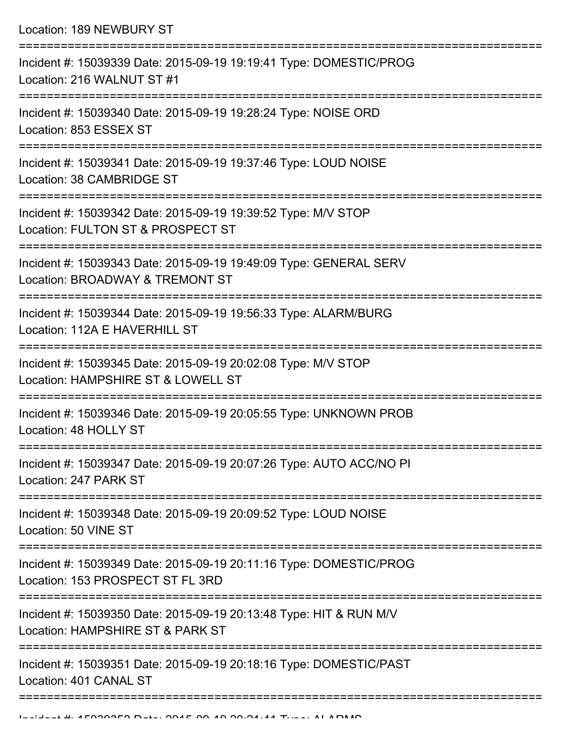Location: 189 NEWBURY ST

===========================================================================

Incident #: 15039339 Date: 2015-09-19 19:19:41 Type: DOMESTIC/PROG
Location: 216 WALNUT ST #1

===========================================================================

Incident #: 15039340 Date: 2015-09-19 19:28:24 Type: NOISE ORD
Location: 853 ESSEX ST

===========================================================================

Incident #: 15039341 Date: 2015-09-19 19:37:46 Type: LOUD NOISE
Location: 38 CAMBRIDGE ST

===========================================================================

Incident #: 15039342 Date: 2015-09-19 19:39:52 Type: M/V STOP
Location: FULTON ST & PROSPECT ST

===========================================================================

Incident #: 15039343 Date: 2015-09-19 19:49:09 Type: GENERAL SERV
Location: BROADWAY & TREMONT ST

===========================================================================

Incident #: 15039344 Date: 2015-09-19 19:56:33 Type: ALARM/BURG
Location: 112A E HAVERHILL ST

===========================================================================

Incident #: 15039345 Date: 2015-09-19 20:02:08 Type: M/V STOP
Location: HAMPSHIRE ST & LOWELL ST

===========================================================================

Incident #: 15039346 Date: 2015-09-19 20:05:55 Type: UNKNOWN PROB
Location: 48 HOLLY ST

===========================================================================

Incident #: 15039347 Date: 2015-09-19 20:07:26 Type: AUTO ACC/NO PI
Location: 247 PARK ST

===========================================================================

Incident #: 15039348 Date: 2015-09-19 20:09:52 Type: LOUD NOISE
Location: 50 VINE ST

===========================================================================

Incident #: 15039349 Date: 2015-09-19 20:11:16 Type: DOMESTIC/PROG
Location: 153 PROSPECT ST FL 3RD

===========================================================================

Incident #: 15039350 Date: 2015-09-19 20:13:48 Type: HIT & RUN M/V
Location: HAMPSHIRE ST & PARK ST

===========================================================================

Incident #: 15039351 Date: 2015-09-19 20:18:16 Type: DOMESTIC/PAST
Location: 401 CANAL ST

===========================================================================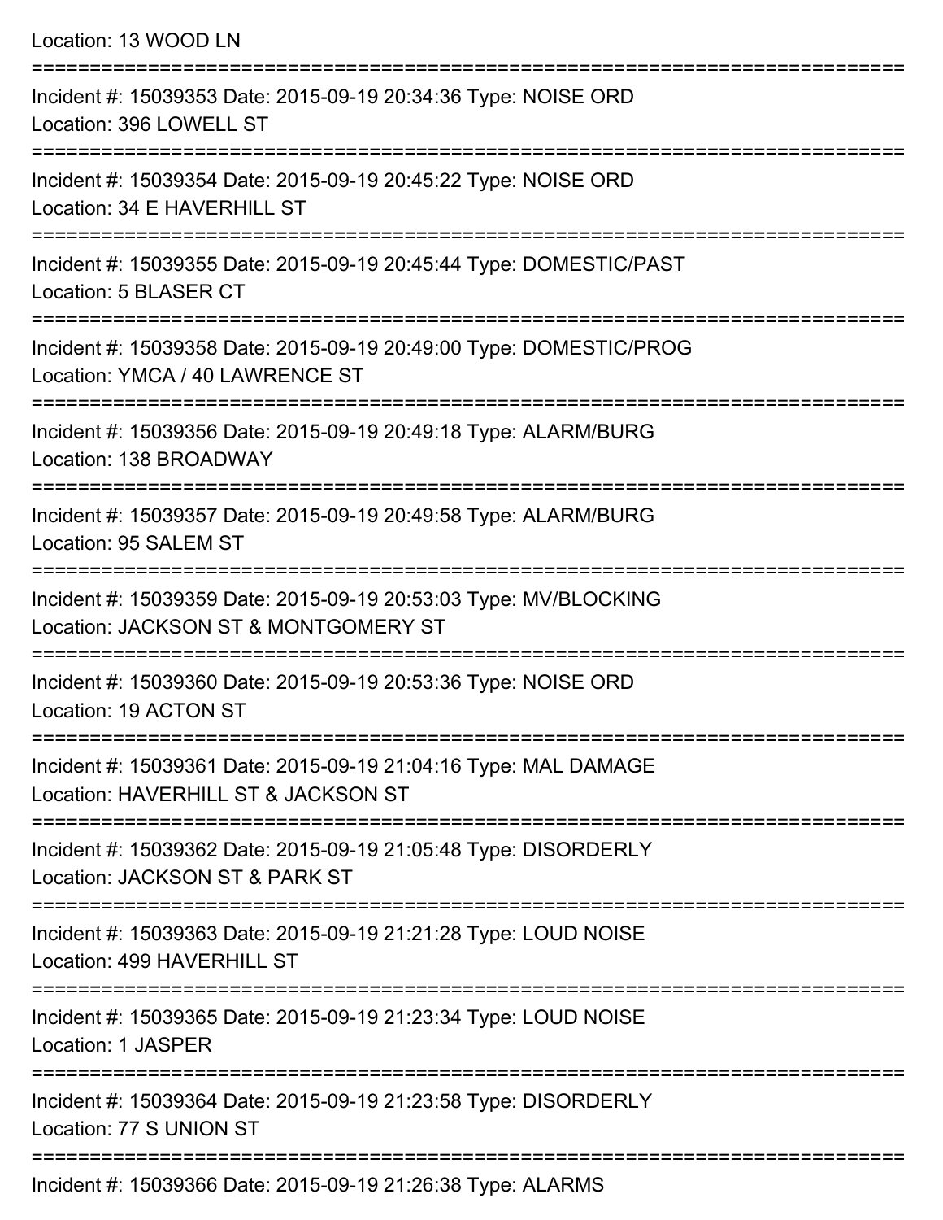Location: 13 WOOD LN

===========================================================================

Incident #: 15039353 Date: 2015-09-19 20:34:36 Type: NOISE ORD
Location: 396 LOWELL ST

===========================================================================

Incident #: 15039354 Date: 2015-09-19 20:45:22 Type: NOISE ORD
Location: 34 E HAVERHILL ST

===========================================================================

Incident #: 15039355 Date: 2015-09-19 20:45:44 Type: DOMESTIC/PAST
Location: 5 BLASER CT

===========================================================================

Incident #: 15039358 Date: 2015-09-19 20:49:00 Type: DOMESTIC/PROG
Location: YMCA / 40 LAWRENCE ST

===========================================================================

Incident #: 15039356 Date: 2015-09-19 20:49:18 Type: ALARM/BURG
Location: 138 BROADWAY

===========================================================================

Incident #: 15039357 Date: 2015-09-19 20:49:58 Type: ALARM/BURG
Location: 95 SALEM ST

===========================================================================

Incident #: 15039359 Date: 2015-09-19 20:53:03 Type: MV/BLOCKING
Location: JACKSON ST & MONTGOMERY ST

===========================================================================

Incident #: 15039360 Date: 2015-09-19 20:53:36 Type: NOISE ORD
Location: 19 ACTON ST

===========================================================================

Incident #: 15039361 Date: 2015-09-19 21:04:16 Type: MAL DAMAGE
Location: HAVERHILL ST & JACKSON ST

===========================================================================

Incident #: 15039362 Date: 2015-09-19 21:05:48 Type: DISORDERLY
Location: JACKSON ST & PARK ST

===========================================================================

Incident #: 15039363 Date: 2015-09-19 21:21:28 Type: LOUD NOISE
Location: 499 HAVERHILL ST

===========================================================================

Incident #: 15039365 Date: 2015-09-19 21:23:34 Type: LOUD NOISE
Location: 1 JASPER

===========================================================================

Incident #: 15039364 Date: 2015-09-19 21:23:58 Type: DISORDERLY
Location: 77 S UNION ST

===========================================================================

Incident #: 15039366 Date: 2015-09-19 21:26:38 Type: ALARMS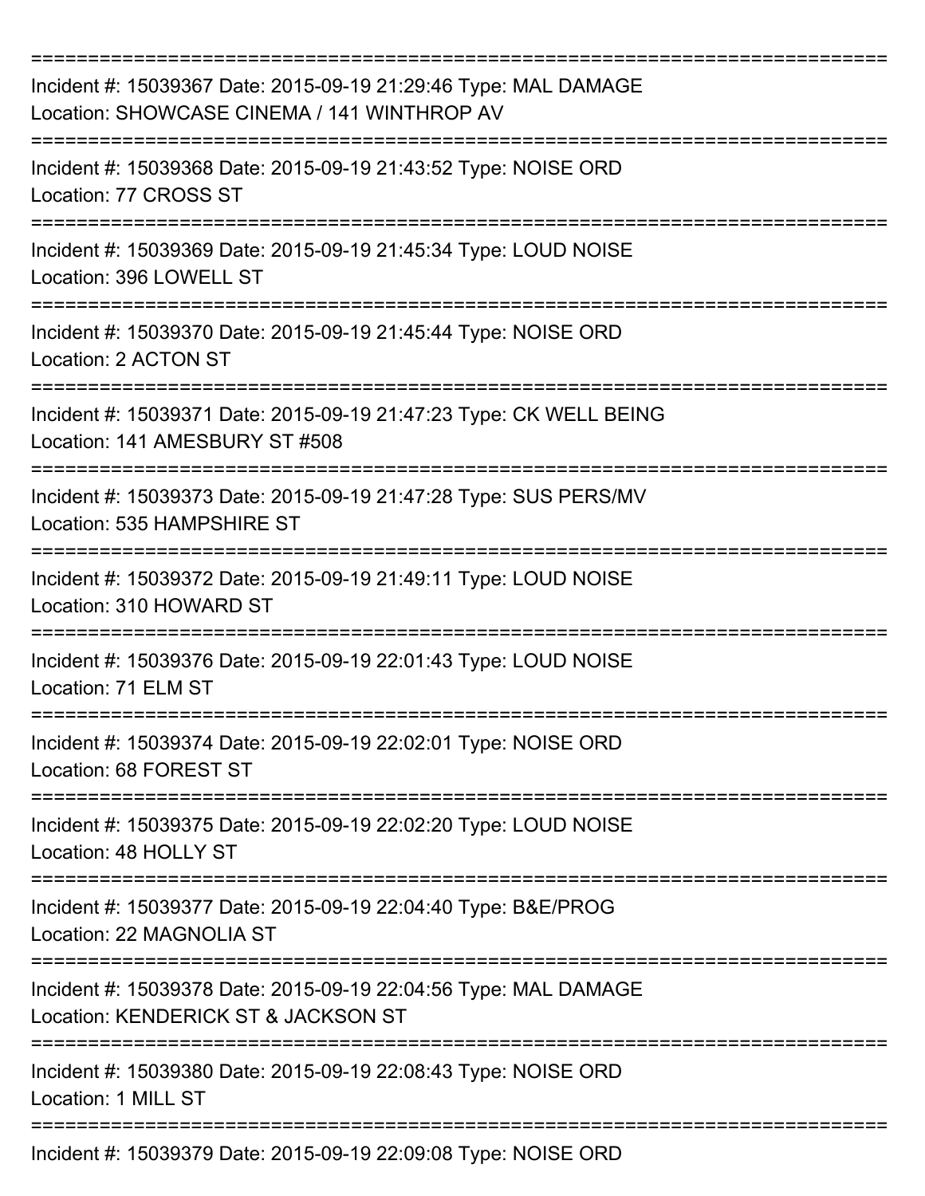===========================================================================

Incident #: 15039367 Date: 2015-09-19 21:29:46 Type: MAL DAMAGE
Location: SHOWCASE CINEMA / 141 WINTHROP AV

===========================================================================

Incident #: 15039368 Date: 2015-09-19 21:43:52 Type: NOISE ORD
Location: 77 CROSS ST

===========================================================================

Incident #: 15039369 Date: 2015-09-19 21:45:34 Type: LOUD NOISE
Location: 396 LOWELL ST

===========================================================================

Incident #: 15039370 Date: 2015-09-19 21:45:44 Type: NOISE ORD
Location: 2 ACTON ST

===========================================================================

Incident #: 15039371 Date: 2015-09-19 21:47:23 Type: CK WELL BEING
Location: 141 AMESBURY ST #508

===========================================================================

Incident #: 15039373 Date: 2015-09-19 21:47:28 Type: SUS PERS/MV
Location: 535 HAMPSHIRE ST

===========================================================================

Incident #: 15039372 Date: 2015-09-19 21:49:11 Type: LOUD NOISE
Location: 310 HOWARD ST

===========================================================================

Incident #: 15039376 Date: 2015-09-19 22:01:43 Type: LOUD NOISE
Location: 71 ELM ST

===========================================================================

Incident #: 15039374 Date: 2015-09-19 22:02:01 Type: NOISE ORD
Location: 68 FOREST ST

===========================================================================

Incident #: 15039375 Date: 2015-09-19 22:02:20 Type: LOUD NOISE
Location: 48 HOLLY ST

===========================================================================

Incident #: 15039377 Date: 2015-09-19 22:04:40 Type: B&E/PROG
Location: 22 MAGNOLIA ST

===========================================================================

Incident #: 15039378 Date: 2015-09-19 22:04:56 Type: MAL DAMAGE
Location: KENDERICK ST & JACKSON ST

===========================================================================

Incident #: 15039380 Date: 2015-09-19 22:08:43 Type: NOISE ORD
Location: 1 MILL ST

===========================================================================

Incident #: 15039379 Date: 2015-09-19 22:09:08 Type: NOISE ORD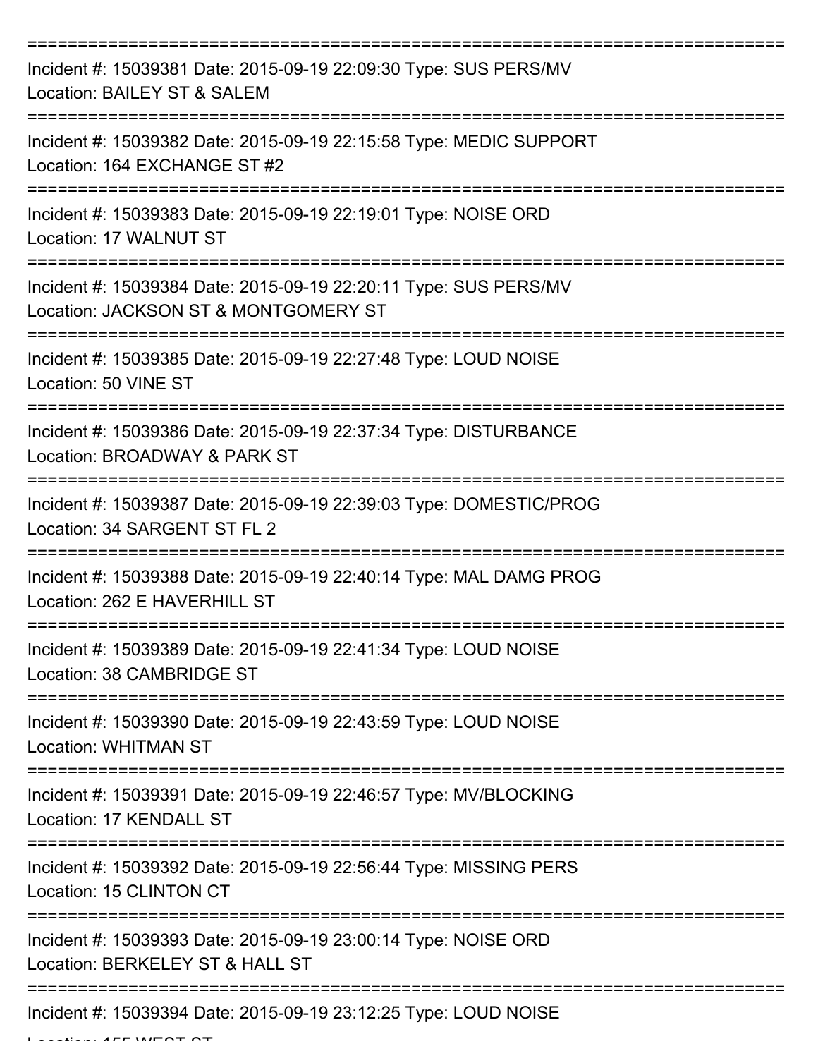===========================================================================
Incident #: 15039381 Date: 2015-09-19 22:09:30 Type: SUS PERS/MV
Location: BAILEY ST & SALEM
===========================================================================
Incident #: 15039382 Date: 2015-09-19 22:15:58 Type: MEDIC SUPPORT
Location: 164 EXCHANGE ST #2
===========================================================================
Incident #: 15039383 Date: 2015-09-19 22:19:01 Type: NOISE ORD
Location: 17 WALNUT ST
===========================================================================
Incident #: 15039384 Date: 2015-09-19 22:20:11 Type: SUS PERS/MV
Location: JACKSON ST & MONTGOMERY ST
===========================================================================
Incident #: 15039385 Date: 2015-09-19 22:27:48 Type: LOUD NOISE
Location: 50 VINE ST
===========================================================================
Incident #: 15039386 Date: 2015-09-19 22:37:34 Type: DISTURBANCE
Location: BROADWAY & PARK ST
===========================================================================
Incident #: 15039387 Date: 2015-09-19 22:39:03 Type: DOMESTIC/PROG
Location: 34 SARGENT ST FL 2
===========================================================================
Incident #: 15039388 Date: 2015-09-19 22:40:14 Type: MAL DAMG PROG
Location: 262 E HAVERHILL ST
===========================================================================
Incident #: 15039389 Date: 2015-09-19 22:41:34 Type: LOUD NOISE
Location: 38 CAMBRIDGE ST
===========================================================================
Incident #: 15039390 Date: 2015-09-19 22:43:59 Type: LOUD NOISE
Location: WHITMAN ST
===========================================================================
Incident #: 15039391 Date: 2015-09-19 22:46:57 Type: MV/BLOCKING
Location: 17 KENDALL ST
===========================================================================
Incident #: 15039392 Date: 2015-09-19 22:56:44 Type: MISSING PERS
Location: 15 CLINTON CT
===========================================================================
Incident #: 15039393 Date: 2015-09-19 23:00:14 Type: NOISE ORD
Location: BERKELEY ST & HALL ST
===========================================================================
Incident #: 15039394 Date: 2015-09-19 23:12:25 Type: LOUD NOISE
Location: 155 WEST ST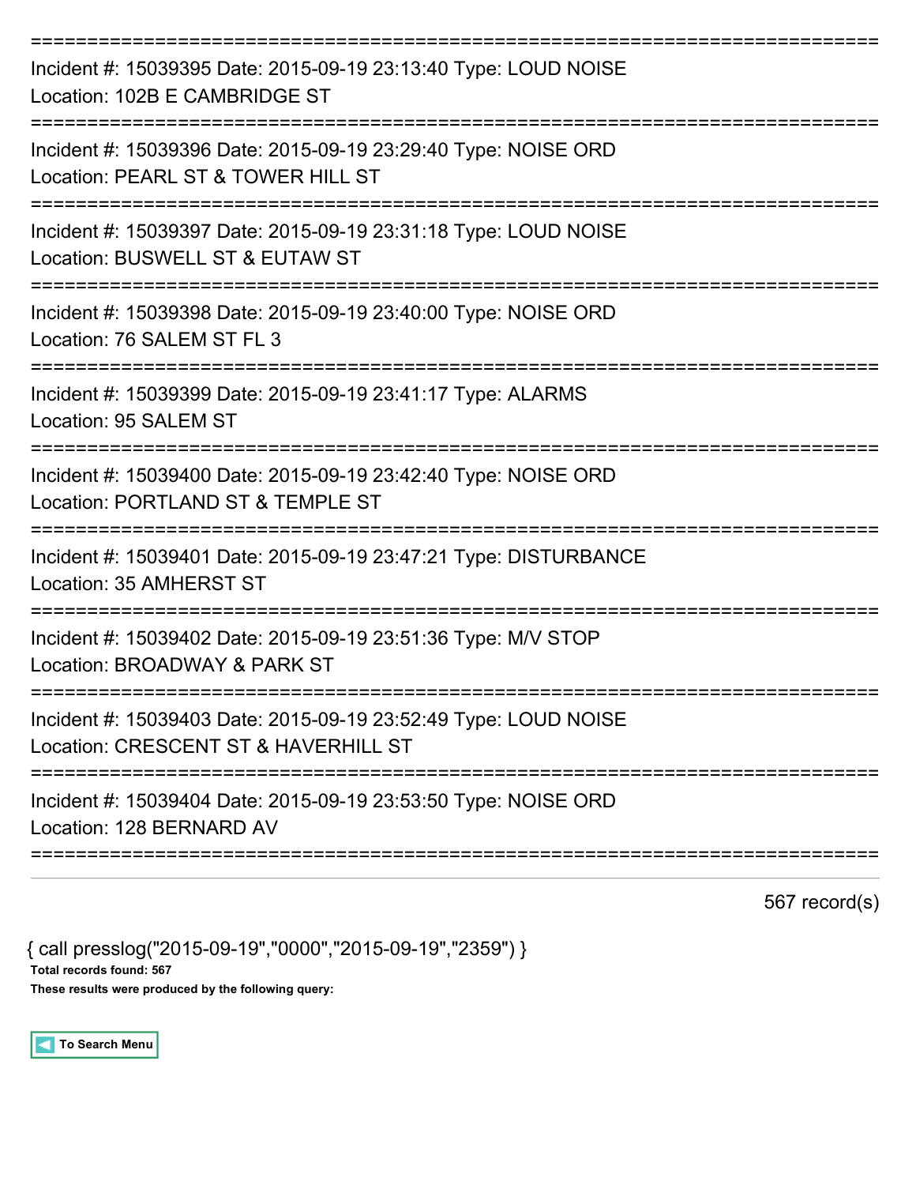===========================================================================

Incident #: 15039395 Date: 2015-09-19 23:13:40 Type: LOUD NOISE
Location: 102B E CAMBRIDGE ST

===========================================================================

Incident #: 15039396 Date: 2015-09-19 23:29:40 Type: NOISE ORD
Location: PEARL ST & TOWER HILL ST

===========================================================================

Incident #: 15039397 Date: 2015-09-19 23:31:18 Type: LOUD NOISE
Location: BUSWELL ST & EUTAW ST

===========================================================================

Incident #: 15039398 Date: 2015-09-19 23:40:00 Type: NOISE ORD
Location: 76 SALEM ST FL 3

===========================================================================

Incident #: 15039399 Date: 2015-09-19 23:41:17 Type: ALARMS
Location: 95 SALEM ST

===========================================================================

Incident #: 15039400 Date: 2015-09-19 23:42:40 Type: NOISE ORD
Location: PORTLAND ST & TEMPLE ST

===========================================================================

Incident #: 15039401 Date: 2015-09-19 23:47:21 Type: DISTURBANCE
Location: 35 AMHERST ST

===========================================================================

Incident #: 15039402 Date: 2015-09-19 23:51:36 Type: M/V STOP
Location: BROADWAY & PARK ST

===========================================================================

Incident #: 15039403 Date: 2015-09-19 23:52:49 Type: LOUD NOISE
Location: CRESCENT ST & HAVERHILL ST

===========================================================================

Incident #: 15039404 Date: 2015-09-19 23:53:50 Type: NOISE ORD
Location: 128 BERNARD AV

===========================================================================

567 record(s)

{ call presslog("2015-09-19","0000","2015-09-19","2359") }

**Total records found: 567**

**These results were produced by the following query:**

To Search Menu